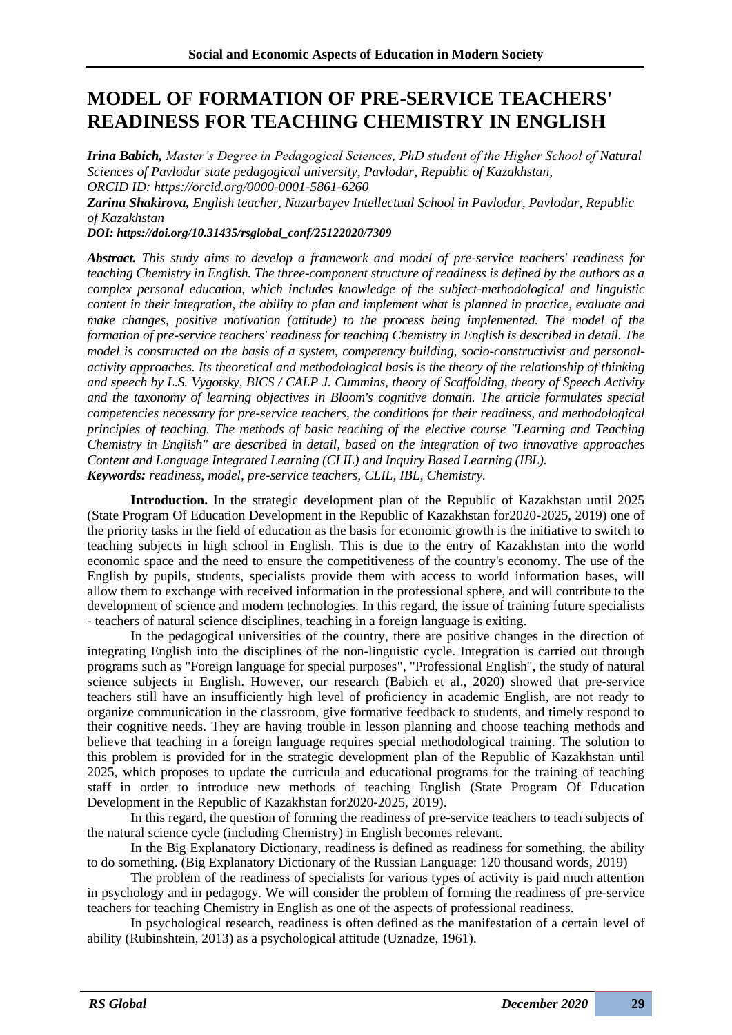# MODEL OF FORMATION OF PRE-SERVICE TEACHERS' READINESS FOR TEACHING CHEMISTRY IN ENGLISH

***Irina Babich,*** *Master's Degree in Pedagogical Sciences, PhD student of the Higher School of Natural Sciences of Pavlodar state pedagogical university, Pavlodar, Republic of Kazakhstan, ORCID ID: https://orcid.org/0000-0001-5861-6260*

***Zarina Shakirova,*** *English teacher, Nazarbayev Intellectual School in Pavlodar, Pavlodar, Republic of Kazakhstan*

***DOI: https://doi.org/10.31435/rsglobal_conf/25122020/7309***

***Abstract.*** *This study aims to develop a framework and model of pre-service teachers' readiness for teaching Chemistry in English. The three-component structure of readiness is defined by the authors as a complex personal education, which includes knowledge of the subject-methodological and linguistic content in their integration, the ability to plan and implement what is planned in practice, evaluate and make changes, positive motivation (attitude) to the process being implemented. The model of the formation of pre-service teachers' readiness for teaching Chemistry in English is described in detail. The model is constructed on the basis of a system, competency building, socio-constructivist and personal-activity approaches. Its theoretical and methodological basis is the theory of the relationship of thinking and speech by L.S. Vygotsky, BICS / CALP J. Cummins, theory of Scaffolding, theory of Speech Activity and the taxonomy of learning objectives in Bloom's cognitive domain. The article formulates special competencies necessary for pre-service teachers, the conditions for their readiness, and methodological principles of teaching. The methods of basic teaching of the elective course "Learning and Teaching Chemistry in English" are described in detail, based on the integration of two innovative approaches Content and Language Integrated Learning (CLIL) and Inquiry Based Learning (IBL).*

***Keywords:*** *readiness, model, pre-service teachers, CLIL, IBL, Chemistry.*

**Introduction.** In the strategic development plan of the Republic of Kazakhstan until 2025 (State Program Of Education Development in the Republic of Kazakhstan for2020-2025, 2019) one of the priority tasks in the field of education as the basis for economic growth is the initiative to switch to teaching subjects in high school in English. This is due to the entry of Kazakhstan into the world economic space and the need to ensure the competitiveness of the country's economy. The use of the English by pupils, students, specialists provide them with access to world information bases, will allow them to exchange with received information in the professional sphere, and will contribute to the development of science and modern technologies. In this regard, the issue of training future specialists - teachers of natural science disciplines, teaching in a foreign language is exiting.

In the pedagogical universities of the country, there are positive changes in the direction of integrating English into the disciplines of the non-linguistic cycle. Integration is carried out through programs such as "Foreign language for special purposes", "Professional English", the study of natural science subjects in English. However, our research (Babich et al., 2020) showed that pre-service teachers still have an insufficiently high level of proficiency in academic English, are not ready to organize communication in the classroom, give formative feedback to students, and timely respond to their cognitive needs. They are having trouble in lesson planning and choose teaching methods and believe that teaching in a foreign language requires special methodological training. The solution to this problem is provided for in the strategic development plan of the Republic of Kazakhstan until 2025, which proposes to update the curricula and educational programs for the training of teaching staff in order to introduce new methods of teaching English (State Program Of Education Development in the Republic of Kazakhstan for2020-2025, 2019).

In this regard, the question of forming the readiness of pre-service teachers to teach subjects of the natural science cycle (including Chemistry) in English becomes relevant.

In the Big Explanatory Dictionary, readiness is defined as readiness for something, the ability to do something. (Big Explanatory Dictionary of the Russian Language: 120 thousand words, 2019)

The problem of the readiness of specialists for various types of activity is paid much attention in psychology and in pedagogy. We will consider the problem of forming the readiness of pre-service teachers for teaching Chemistry in English as one of the aspects of professional readiness.

In psychological research, readiness is often defined as the manifestation of a certain level of ability (Rubinshtein, 2013) as a psychological attitude (Uznadze, 1961).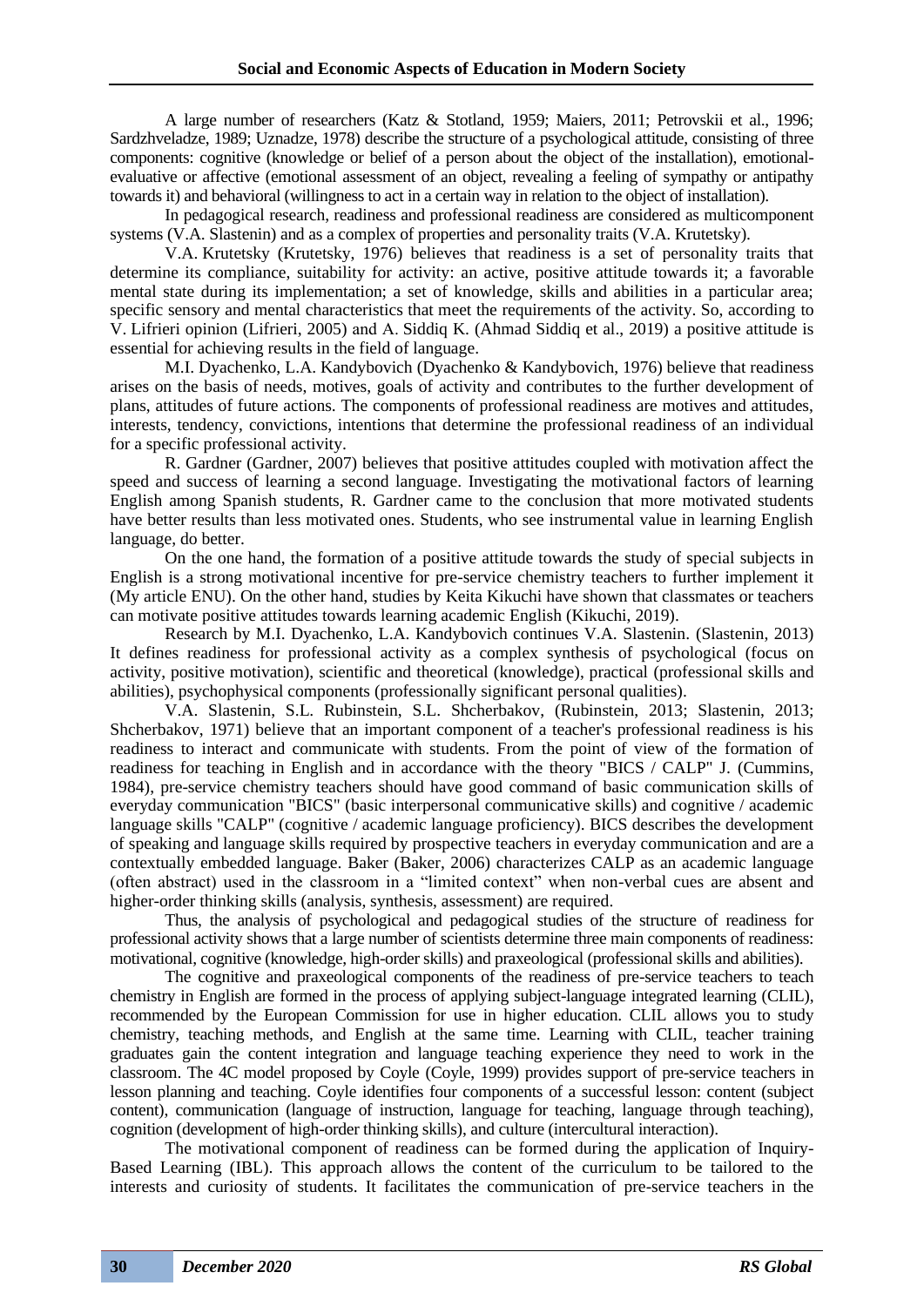A large number of researchers (Katz & Stotland, 1959; Maiers, 2011; Petrovskii et al., 1996; Sardzhveladze, 1989; Uznadze, 1978) describe the structure of a psychological attitude, consisting of three components: cognitive (knowledge or belief of a person about the object of the installation), emotional-evaluative or affective (emotional assessment of an object, revealing a feeling of sympathy or antipathy towards it) and behavioral (willingness to act in a certain way in relation to the object of installation).

In pedagogical research, readiness and professional readiness are considered as multicomponent systems (V.A. Slastenin) and as a complex of properties and personality traits (V.A. Krutetsky).

V.A. Krutetsky (Krutetsky, 1976) believes that readiness is a set of personality traits that determine its compliance, suitability for activity: an active, positive attitude towards it; a favorable mental state during its implementation; a set of knowledge, skills and abilities in a particular area; specific sensory and mental characteristics that meet the requirements of the activity. So, according to V. Lifrieri opinion (Lifrieri, 2005) and A. Siddiq K. (Ahmad Siddiq et al., 2019) a positive attitude is essential for achieving results in the field of language.

M.I. Dyachenko, L.A. Kandybovich (Dyachenko & Kandybovich, 1976) believe that readiness arises on the basis of needs, motives, goals of activity and contributes to the further development of plans, attitudes of future actions. The components of professional readiness are motives and attitudes, interests, tendency, convictions, intentions that determine the professional readiness of an individual for a specific professional activity.

R. Gardner (Gardner, 2007) believes that positive attitudes coupled with motivation affect the speed and success of learning a second language. Investigating the motivational factors of learning English among Spanish students, R. Gardner came to the conclusion that more motivated students have better results than less motivated ones. Students, who see instrumental value in learning English language, do better.

On the one hand, the formation of a positive attitude towards the study of special subjects in English is a strong motivational incentive for pre-service chemistry teachers to further implement it (My article ENU). On the other hand, studies by Keita Kikuchi have shown that classmates or teachers can motivate positive attitudes towards learning academic English (Kikuchi, 2019).

Research by M.I. Dyachenko, L.A. Kandybovich continues V.A. Slastenin. (Slastenin, 2013) It defines readiness for professional activity as a complex synthesis of psychological (focus on activity, positive motivation), scientific and theoretical (knowledge), practical (professional skills and abilities), psychophysical components (professionally significant personal qualities).

V.A. Slastenin, S.L. Rubinstein, S.L. Shcherbakov, (Rubinstein, 2013; Slastenin, 2013; Shcherbakov, 1971) believe that an important component of a teacher's professional readiness is his readiness to interact and communicate with students. From the point of view of the formation of readiness for teaching in English and in accordance with the theory "BICS / CALP" J. (Cummins, 1984), pre-service chemistry teachers should have good command of basic communication skills of everyday communication "BICS" (basic interpersonal communicative skills) and cognitive / academic language skills "CALP" (cognitive / academic language proficiency). BICS describes the development of speaking and language skills required by prospective teachers in everyday communication and are a contextually embedded language. Baker (Baker, 2006) characterizes CALP as an academic language (often abstract) used in the classroom in a "limited context" when non-verbal cues are absent and higher-order thinking skills (analysis, synthesis, assessment) are required.

Thus, the analysis of psychological and pedagogical studies of the structure of readiness for professional activity shows that a large number of scientists determine three main components of readiness: motivational, cognitive (knowledge, high-order skills) and praxeological (professional skills and abilities).

The cognitive and praxeological components of the readiness of pre-service teachers to teach chemistry in English are formed in the process of applying subject-language integrated learning (CLIL), recommended by the European Commission for use in higher education. CLIL allows you to study chemistry, teaching methods, and English at the same time. Learning with CLIL, teacher training graduates gain the content integration and language teaching experience they need to work in the classroom. The 4C model proposed by Coyle (Coyle, 1999) provides support of pre-service teachers in lesson planning and teaching. Coyle identifies four components of a successful lesson: content (subject content), communication (language of instruction, language for teaching, language through teaching), cognition (development of high-order thinking skills), and culture (intercultural interaction).

The motivational component of readiness can be formed during the application of Inquiry-Based Learning (IBL). This approach allows the content of the curriculum to be tailored to the interests and curiosity of students. It facilitates the communication of pre-service teachers in the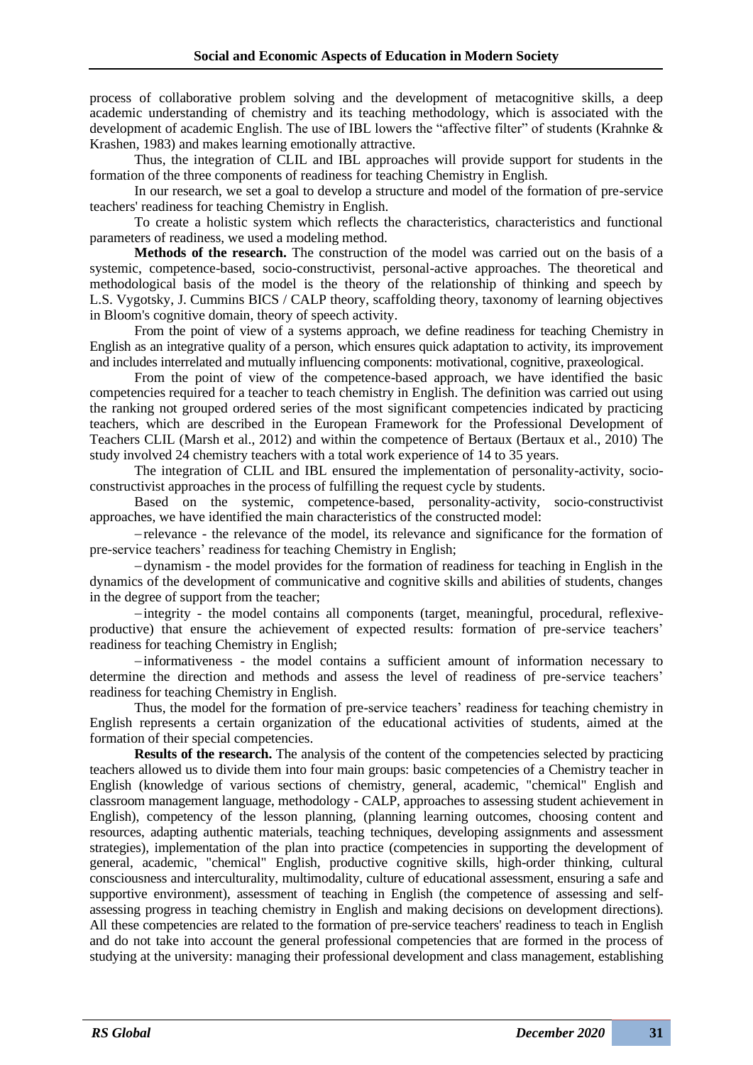process of collaborative problem solving and the development of metacognitive skills, a deep academic understanding of chemistry and its teaching methodology, which is associated with the development of academic English. The use of IBL lowers the "affective filter" of students (Krahnke & Krashen, 1983) and makes learning emotionally attractive.

Thus, the integration of CLIL and IBL approaches will provide support for students in the formation of the three components of readiness for teaching Chemistry in English.

In our research, we set a goal to develop a structure and model of the formation of pre-service teachers' readiness for teaching Chemistry in English.

To create a holistic system which reflects the characteristics, characteristics and functional parameters of readiness, we used a modeling method.

**Methods of the research.** The construction of the model was carried out on the basis of a systemic, competence-based, socio-constructivist, personal-active approaches. The theoretical and methodological basis of the model is the theory of the relationship of thinking and speech by L.S. Vygotsky, J. Cummins BICS / CALP theory, scaffolding theory, taxonomy of learning objectives in Bloom's cognitive domain, theory of speech activity.

From the point of view of a systems approach, we define readiness for teaching Chemistry in English as an integrative quality of a person, which ensures quick adaptation to activity, its improvement and includes interrelated and mutually influencing components: motivational, cognitive, praxeological.

From the point of view of the competence-based approach, we have identified the basic competencies required for a teacher to teach chemistry in English. The definition was carried out using the ranking not grouped ordered series of the most significant competencies indicated by practicing teachers, which are described in the European Framework for the Professional Development of Teachers CLIL (Marsh et al., 2012) and within the competence of Bertaux (Bertaux et al., 2010) The study involved 24 chemistry teachers with a total work experience of 14 to 35 years.

The integration of CLIL and IBL ensured the implementation of personality-activity, socio-constructivist approaches in the process of fulfilling the request cycle by students.

Based on the systemic, competence-based, personality-activity, socio-constructivist approaches, we have identified the main characteristics of the constructed model:

– relevance - the relevance of the model, its relevance and significance for the formation of pre-service teachers' readiness for teaching Chemistry in English;

– dynamism - the model provides for the formation of readiness for teaching in English in the dynamics of the development of communicative and cognitive skills and abilities of students, changes in the degree of support from the teacher;

– integrity - the model contains all components (target, meaningful, procedural, reflexive-productive) that ensure the achievement of expected results: formation of pre-service teachers' readiness for teaching Chemistry in English;

– informativeness - the model contains a sufficient amount of information necessary to determine the direction and methods and assess the level of readiness of pre-service teachers' readiness for teaching Chemistry in English.

Thus, the model for the formation of pre-service teachers' readiness for teaching chemistry in English represents a certain organization of the educational activities of students, aimed at the formation of their special competencies.

**Results of the research.** The analysis of the content of the competencies selected by practicing teachers allowed us to divide them into four main groups: basic competencies of a Chemistry teacher in English (knowledge of various sections of chemistry, general, academic, "chemical" English and classroom management language, methodology - CALP, approaches to assessing student achievement in English), competency of the lesson planning, (planning learning outcomes, choosing content and resources, adapting authentic materials, teaching techniques, developing assignments and assessment strategies), implementation of the plan into practice (competencies in supporting the development of general, academic, "chemical" English, productive cognitive skills, high-order thinking, cultural consciousness and interculturality, multimodality, culture of educational assessment, ensuring a safe and supportive environment), assessment of teaching in English (the competence of assessing and self-assessing progress in teaching chemistry in English and making decisions on development directions). All these competencies are related to the formation of pre-service teachers' readiness to teach in English and do not take into account the general professional competencies that are formed in the process of studying at the university: managing their professional development and class management, establishing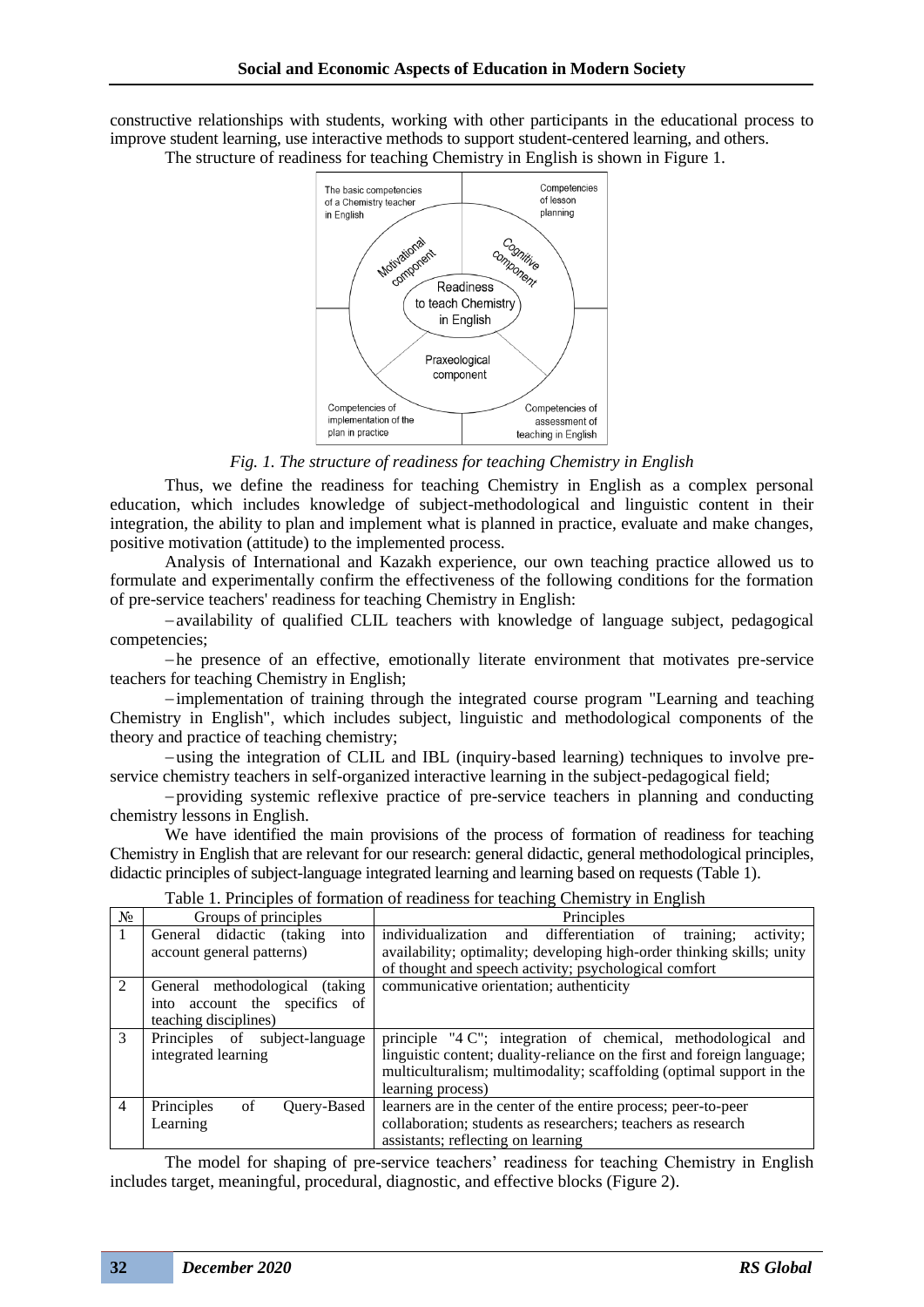constructive relationships with students, working with other participants in the educational process to improve student learning, use interactive methods to support student-centered learning, and others.

The structure of readiness for teaching Chemistry in English is shown in Figure 1.

The basic competencies of a Chemistry teacher in English

Competencies of lesson planning

Motivational component

Cognitive component

Readiness to teach Chemistry in English

Praxeological component

Competencies of implementation of the plan in practice

Competencies of assessment of teaching in English

*Fig. 1. The structure of readiness for teaching Chemistry in English*

Thus, we define the readiness for teaching Chemistry in English as a complex personal education, which includes knowledge of subject-methodological and linguistic content in their integration, the ability to plan and implement what is planned in practice, evaluate and make changes, positive motivation (attitude) to the implemented process.

Analysis of International and Kazakh experience, our own teaching practice allowed us to formulate and experimentally confirm the effectiveness of the following conditions for the formation of pre-service teachers' readiness for teaching Chemistry in English:

– availability of qualified CLIL teachers with knowledge of language subject, pedagogical competencies;

– he presence of an effective, emotionally literate environment that motivates pre-service teachers for teaching Chemistry in English;

– implementation of training through the integrated course program "Learning and teaching Chemistry in English", which includes subject, linguistic and methodological components of the theory and practice of teaching chemistry;

– using the integration of CLIL and IBL (inquiry-based learning) techniques to involve pre-service chemistry teachers in self-organized interactive learning in the subject-pedagogical field;

– providing systemic reflexive practice of pre-service teachers in planning and conducting chemistry lessons in English.

We have identified the main provisions of the process of formation of readiness for teaching Chemistry in English that are relevant for our research: general didactic, general methodological principles, didactic principles of subject-language integrated learning and learning based on requests (Table 1).

Table 1. Principles of formation of readiness for teaching Chemistry in English

| № | Groups of principles | Principles |
|---|---|---|
| 1 | General didactic (taking into account general patterns) | individualization and differentiation of training; activity; availability; optimality; developing high-order thinking skills; unity of thought and speech activity; psychological comfort |
| 2 | General methodological (taking into account the specifics of teaching disciplines) | communicative orientation; authenticity |
| 3 | Principles of subject-language integrated learning | principle "4 C"; integration of chemical, methodological and linguistic content; duality-reliance on the first and foreign language; multiculturalism; multimodality; scaffolding (optimal support in the learning process) |
| 4 | Principles of Query-Based Learning | learners are in the center of the entire process; peer-to-peer collaboration; students as researchers; teachers as research assistants; reflecting on learning |

The model for shaping of pre-service teachers' readiness for teaching Chemistry in English includes target, meaningful, procedural, diagnostic, and effective blocks (Figure 2).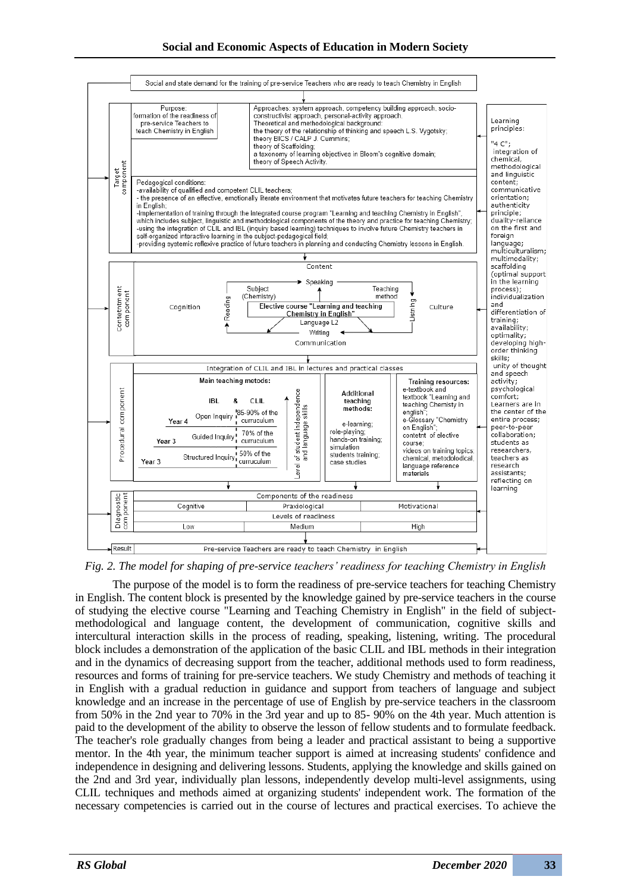Social and state demand for the training of pre-service Teachers who are ready to teach Chemistry in English

**Target component**

Purpose: formation of the readiness of pre-service Teachers to teach Chemistry in English

Approaches: system approach, competency building approach, socio-constructivist approach, personal-activity approach.
Theoretical and methodological background:
the theory of the relationship of thinking and speech L.S. Vygotsky;
theory BICS / CALP J. Cummins;
theory of Scaffolding;
a taxonomy of learning objectives in Bloom's cognitive domain;
theory of Speech Activity.

Pedagogical conditions:
- availability of qualified and competent CLIL teachers;
- the presence of an effective, emotionally literate environment that motivates future teachers for teaching Chemistry in English;
- implementation of training through the integrated course program "Learning and teaching Chemistry in English", which includes subject, linguistic and methodological components of the theory and practice for teaching Chemistry;
- using the integration of CLIL and IBL (inquiry based learning) techniques to involve future Chemistry teachers in self-organized interactive learning in the subject-pedagogical field;
- providing systemic reflexive practice of future teachers in planning and conducting Chemistry lessons in English.

**Contetntment component**

Content

Cognition — Speaking — Subject (Chemistry) — Teaching method — Reading — Elective course "Learning and teaching Chemistry in English" — Listning — Culture — Language L2 — Writing — Communication

**Procedural component**

Integration of CLIL and IBL in lectures and practical classes

Main teaching metods:

| | IBL & CLIL | |
|---|---|---|
| Year 4 | Open Inquiry | 85-90% of the curruculum |
| Year 3 | Guided Inquiry | 70% of the curruculum |
| Year 3 | Structured Inquiry | 50% of the curruculum |

Level of student independence and language skills

Additional teaching methods: e-learning; role-playing; hands-on training; simulation students training; case studies

Training resources: e-textbook and textbook "Learning and teaching Chemistry in english"; e-Glossary "Chemistry on English"; contetnt of elective course; videos on training topics; chemical, metodolodical, language reference research materials

**Diagnostic component**

Components of the readiness: Cognitive | Praxiological | Motivational

Levels of readiness: Low | Medium | High

**Result**: Pre-service Teachers are ready to teach Chemistry in English

Learning principles:
"4 C";
integration of chemical, methodological and linguistic content;
communicative orientation;
authenticity principle;
duality-reliance on the first and foreign language;
multiculturalism;
multimodality;
scaffolding (optimal support in the learning process);
individualization and differentiation of training;
availability;
optimality;
developing high-order thinking skills;
unity of thought and speech activity;
psychological comfort;
Learners are in the center of the entire process;
peer-to-peer collaboration;
students as researchers,
teachers as research assistants;
reflecting on learning

*Fig. 2. The model for shaping of pre-service teachers' readiness for teaching Chemistry in English*

The purpose of the model is to form the readiness of pre-service teachers for teaching Chemistry in English. The content block is presented by the knowledge gained by pre-service teachers in the course of studying the elective course "Learning and Teaching Chemistry in English" in the field of subject-methodological and language content, the development of communication, cognitive skills and intercultural interaction skills in the process of reading, speaking, listening, writing. The procedural block includes a demonstration of the application of the basic CLIL and IBL methods in their integration and in the dynamics of decreasing support from the teacher, additional methods used to form readiness, resources and forms of training for pre-service teachers. We study Chemistry and methods of teaching it in English with a gradual reduction in guidance and support from teachers of language and subject knowledge and an increase in the percentage of use of English by pre-service teachers in the classroom from 50% in the 2nd year to 70% in the 3rd year and up to 85- 90% on the 4th year. Much attention is paid to the development of the ability to observe the lesson of fellow students and to formulate feedback. The teacher's role gradually changes from being a leader and practical assistant to being a supportive mentor. In the 4th year, the minimum teacher support is aimed at increasing students' confidence and independence in designing and delivering lessons. Students, applying the knowledge and skills gained on the 2nd and 3rd year, individually plan lessons, independently develop multi-level assignments, using CLIL techniques and methods aimed at organizing students' independent work. The formation of the necessary competencies is carried out in the course of lectures and practical exercises. To achieve the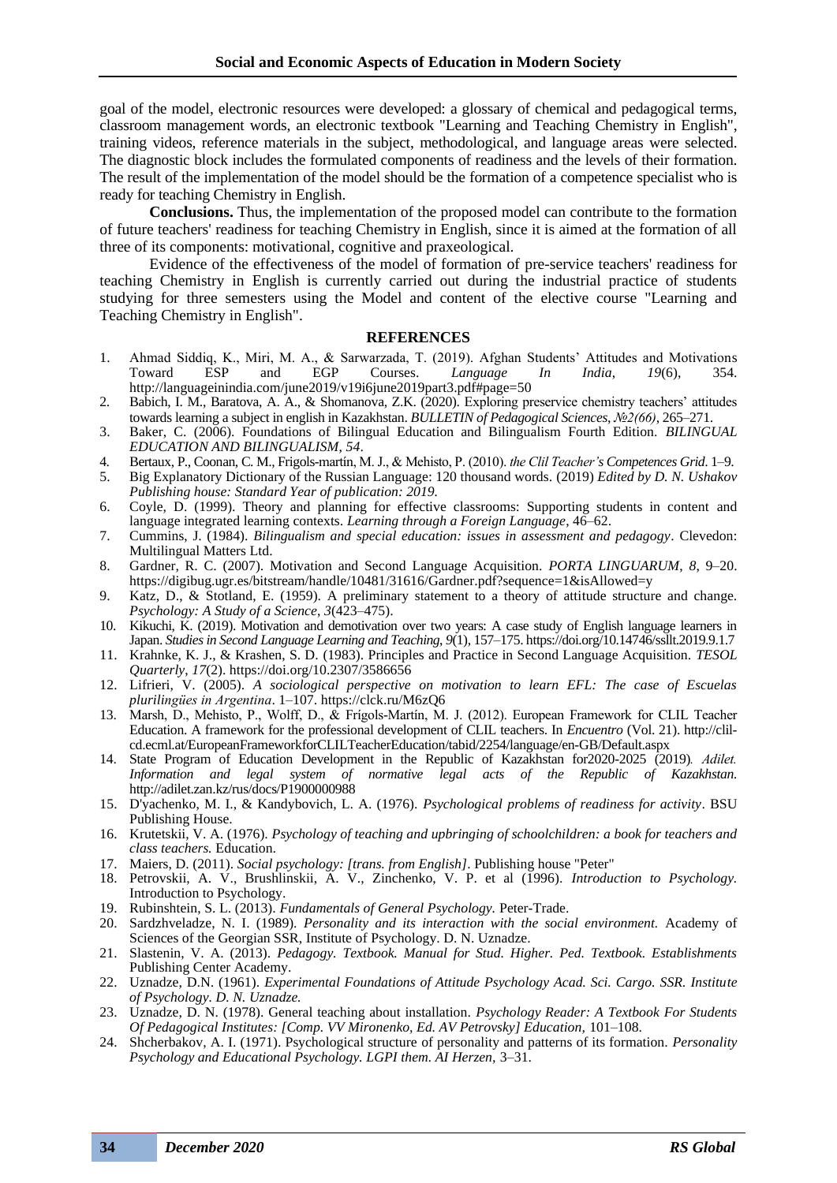goal of the model, electronic resources were developed: a glossary of chemical and pedagogical terms, classroom management words, an electronic textbook "Learning and Teaching Chemistry in English", training videos, reference materials in the subject, methodological, and language areas were selected. The diagnostic block includes the formulated components of readiness and the levels of their formation. The result of the implementation of the model should be the formation of a competence specialist who is ready for teaching Chemistry in English.

**Conclusions.** Thus, the implementation of the proposed model can contribute to the formation of future teachers' readiness for teaching Chemistry in English, since it is aimed at the formation of all three of its components: motivational, cognitive and praxeological.

Evidence of the effectiveness of the model of formation of pre-service teachers' readiness for teaching Chemistry in English is currently carried out during the industrial practice of students studying for three semesters using the Model and content of the elective course "Learning and Teaching Chemistry in English".

## REFERENCES

1. Ahmad Siddiq, K., Miri, M. A., & Sarwarzada, T. (2019). Afghan Students' Attitudes and Motivations Toward ESP and EGP Courses. *Language In India*, *19*(6), 354. http://languageinindia.com/june2019/v19i6june2019part3.pdf#page=50
2. Babich, I. M., Baratova, A. A., & Shomanova, Z.K. (2020). Exploring preservice chemistry teachers' attitudes towards learning a subject in english in Kazakhstan. *BULLETIN of Pedagogical Sciences*, *№2(66)*, 265–271.
3. Baker, C. (2006). Foundations of Bilingual Education and Bilingualism Fourth Edition. *BILINGUAL EDUCATION AND BILINGUALISM*, *54*.
4. Bertaux, P., Coonan, C. M., Frigols-martín, M. J., & Mehisto, P. (2010). *the Clil Teacher's Competences Grid*. 1–9.
5. Big Explanatory Dictionary of the Russian Language: 120 thousand words. (2019) *Edited by D. N. Ushakov Publishing house: Standard Year of publication: 2019.*
6. Coyle, D. (1999). Theory and planning for effective classrooms: Supporting students in content and language integrated learning contexts. *Learning through a Foreign Language*, 46–62.
7. Cummins, J. (1984). *Bilingualism and special education: issues in assessment and pedagogy*. Clevedon: Multilingual Matters Ltd.
8. Gardner, R. C. (2007). Motivation and Second Language Acquisition. *PORTA LINGUARUM*, *8*, 9–20. https://digibug.ugr.es/bitstream/handle/10481/31616/Gardner.pdf?sequence=1&isAllowed=y
9. Katz, D., & Stotland, E. (1959). A preliminary statement to a theory of attitude structure and change. *Psychology: A Study of a Science*, *3*(423–475).
10. Kikuchi, K. (2019). Motivation and demotivation over two years: A case study of English language learners in Japan. *Studies in Second Language Learning and Teaching*, *9*(1), 157–175. https://doi.org/10.14746/ssllt.2019.9.1.7
11. Krahnke, K. J., & Krashen, S. D. (1983). Principles and Practice in Second Language Acquisition. *TESOL Quarterly*, *17*(2). https://doi.org/10.2307/3586656
12. Lifrieri, V. (2005). *A sociological perspective on motivation to learn EFL: The case of Escuelas plurilingües in Argentina*. 1–107. https://clck.ru/M6zQ6
13. Marsh, D., Mehisto, P., Wolff, D., & Frígols-Martín, M. J. (2012). European Framework for CLIL Teacher Education. A framework for the professional development of CLIL teachers. In *Encuentro* (Vol. 21). http://clil-cd.ecml.at/EuropeanFrameworkforCLILTeacherEducation/tabid/2254/language/en-GB/Default.aspx
14. State Program of Education Development in the Republic of Kazakhstan for2020-2025 (2019). *Adilet. Information and legal system of normative legal acts of the Republic of Kazakhstan.* http://adilet.zan.kz/rus/docs/P1900000988
15. D'yachenko, M. I., & Kandybovich, L. A. (1976). *Psychological problems of readiness for activity*. BSU Publishing House.
16. Krutetskii, V. A. (1976). *Psychology of teaching and upbringing of schoolchildren: a book for teachers and class teachers.* Education.
17. Maiers, D. (2011). *Social psychology: [trans. from English]*. Publishing house "Peter"
18. Petrovskii, A. V., Brushlinskii, A. V., Zinchenko, V. P. et al (1996). *Introduction to Psychology.* Introduction to Psychology.
19. Rubinshtein, S. L. (2013). *Fundamentals of General Psychology.* Peter-Trade.
20. Sardzhveladze, N. I. (1989). *Personality and its interaction with the social environment.* Academy of Sciences of the Georgian SSR, Institute of Psychology. D. N. Uznadze.
21. Slastenin, V. A. (2013). *Pedagogy. Textbook. Manual for Stud. Higher. Ped. Textbook. Establishments* Publishing Center Academy.
22. Uznadze, D.N. (1961). *Experimental Foundations of Attitude Psychology Acad. Sci. Cargo. SSR. Institute of Psychology. D. N. Uznadze.*
23. Uznadze, D. N. (1978). General teaching about installation. *Psychology Reader: A Textbook For Students Of Pedagogical Institutes: [Comp. VV Mironenko, Ed. AV Petrovsky] Education,* 101–108.
24. Shcherbakov, A. I. (1971). Psychological structure of personality and patterns of its formation. *Personality Psychology and Educational Psychology. LGPI them. AI Herzen,* 3–31.